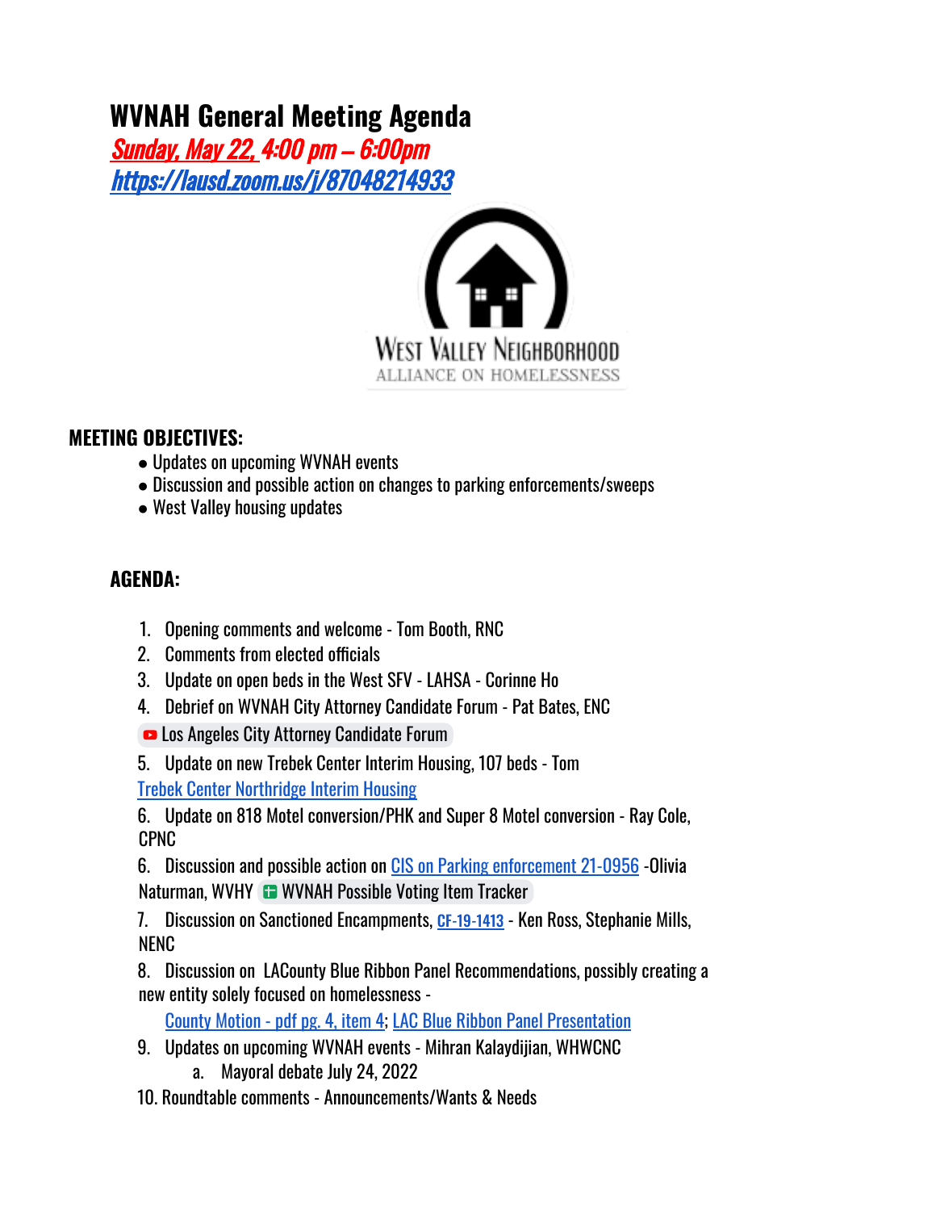# WVNAH General Meeting Agenda

***Sunday, May 22, 4:00 pm – 6:00pm***

***https://lausd.zoom.us/j/87048214933***

West Valley Neighborhood
ALLIANCE ON HOMELESSNESS

## MEETING OBJECTIVES:

- Updates on upcoming WVNAH events
- Discussion and possible action on changes to parking enforcements/sweeps
- West Valley housing updates

## AGENDA:

1. Opening comments and welcome - Tom Booth, RNC
2. Comments from elected officials
3. Update on open beds in the West SFV - LAHSA - Corinne Ho
4. Debrief on WVNAH City Attorney Candidate Forum - Pat Bates, ENC

   Los Angeles City Attorney Candidate Forum

5. Update on new Trebek Center Interim Housing, 107 beds - Tom

   Trebek Center Northridge Interim Housing

6. Update on 818 Motel conversion/PHK and Super 8 Motel conversion - Ray Cole, CPNC

6. Discussion and possible action on CIS on Parking enforcement 21-0956 -Olivia Naturman, WVHY WVNAH Possible Voting Item Tracker

7. Discussion on Sanctioned Encampments, CF-19-1413 - Ken Ross, Stephanie Mills, NENC

8. Discussion on LACounty Blue Ribbon Panel Recommendations, possibly creating a new entity solely focused on homelessness -

   County Motion - pdf pg. 4, item 4; LAC Blue Ribbon Panel Presentation

9. Updates on upcoming WVNAH events - Mihran Kalaydjian, WHWCNC
   a. Mayoral debate July 24, 2022

10. Roundtable comments - Announcements/Wants & Needs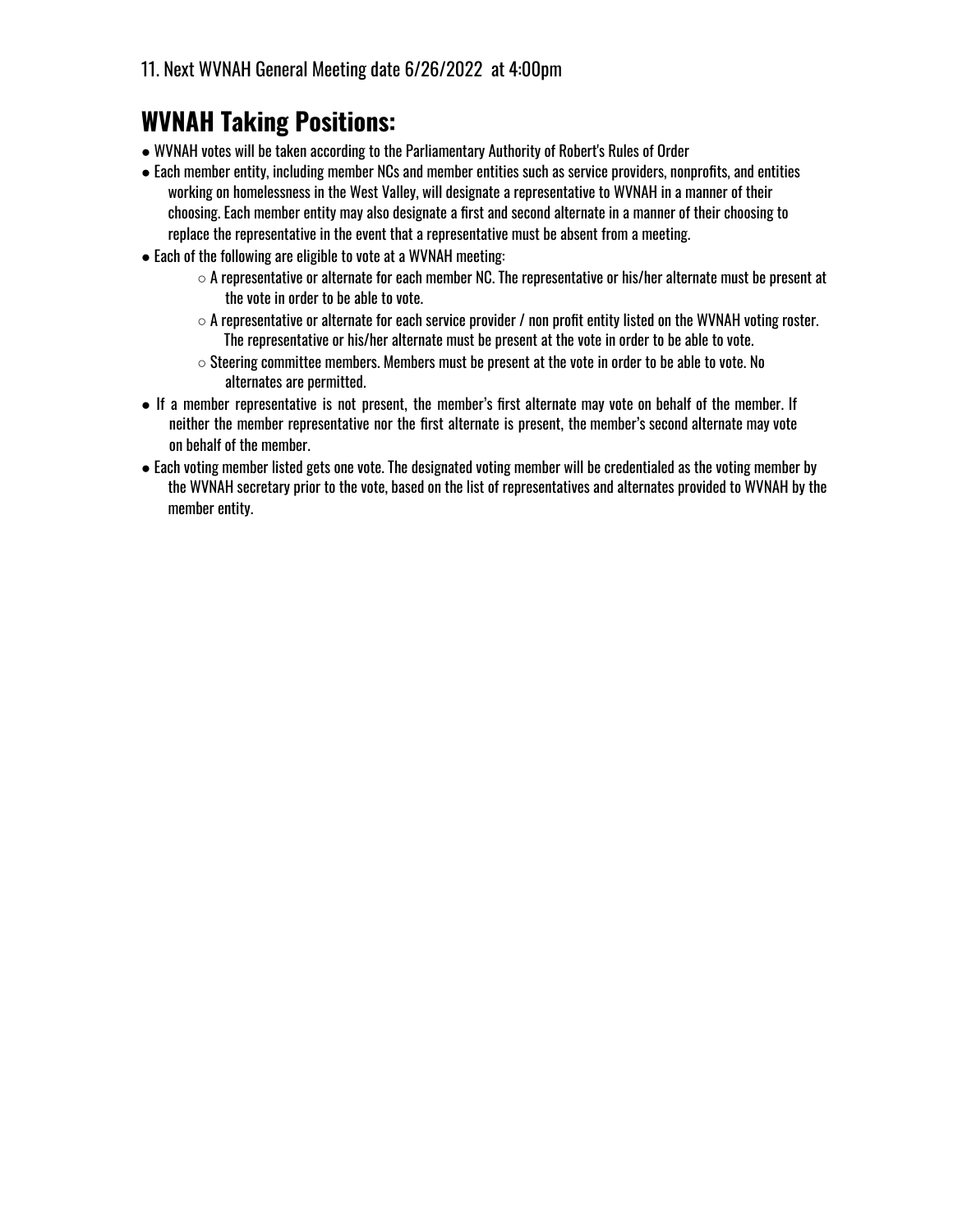11. Next WVNAH General Meeting date 6/26/2022 at 4:00pm

## WVNAH Taking Positions:

- WVNAH votes will be taken according to the Parliamentary Authority of Robert's Rules of Order
- Each member entity, including member NCs and member entities such as service providers, nonprofits, and entities working on homelessness in the West Valley, will designate a representative to WVNAH in a manner of their choosing. Each member entity may also designate a first and second alternate in a manner of their choosing to replace the representative in the event that a representative must be absent from a meeting.
- Each of the following are eligible to vote at a WVNAH meeting:
  - A representative or alternate for each member NC. The representative or his/her alternate must be present at the vote in order to be able to vote.
  - A representative or alternate for each service provider / non profit entity listed on the WVNAH voting roster. The representative or his/her alternate must be present at the vote in order to be able to vote.
  - Steering committee members. Members must be present at the vote in order to be able to vote. No alternates are permitted.
- If a member representative is not present, the member's first alternate may vote on behalf of the member. If neither the member representative nor the first alternate is present, the member's second alternate may vote on behalf of the member.
- Each voting member listed gets one vote. The designated voting member will be credentialed as the voting member by the WVNAH secretary prior to the vote, based on the list of representatives and alternates provided to WVNAH by the member entity.